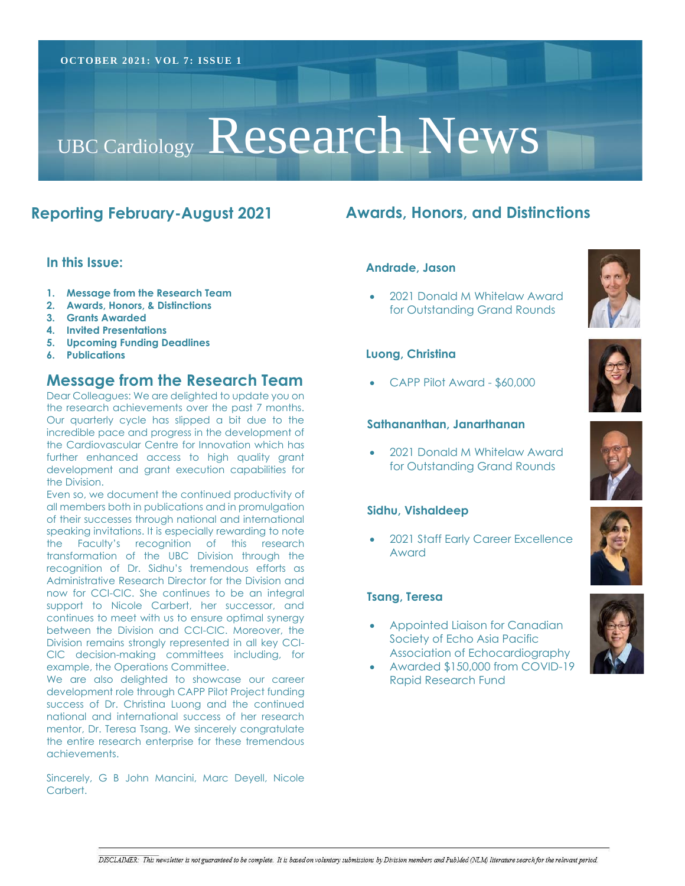OCTOBER 2021: VOL 7: ISSUE 1

# UBC Cardiology Research News

## Reporting February-August 2021

### In this Issue:

1. **Message from the Research Team**
2. **Awards, Honors, & Distinctions**
3. **Grants Awarded**
4. **Invited Presentations**
5. **Upcoming Funding Deadlines**
6. **Publications**

## Message from the Research Team

Dear Colleagues: We are delighted to update you on the research achievements over the past 7 months. Our quarterly cycle has slipped a bit due to the incredible pace and progress in the development of the Cardiovascular Centre for Innovation which has further enhanced access to high quality grant development and grant execution capabilities for the Division.

Even so, we document the continued productivity of all members both in publications and in promulgation of their successes through national and international speaking invitations. It is especially rewarding to note the Faculty's recognition of this research transformation of the UBC Division through the recognition of Dr. Sidhu's tremendous efforts as Administrative Research Director for the Division and now for CCI-CIC. She continues to be an integral support to Nicole Carbert, her successor, and continues to meet with us to ensure optimal synergy between the Division and CCI-CIC. Moreover, the Division remains strongly represented in all key CCI-CIC decision-making committees including, for example, the Operations Committee.

We are also delighted to showcase our career development role through CAPP Pilot Project funding success of Dr. Christina Luong and the continued national and international success of her research mentor, Dr. Teresa Tsang. We sincerely congratulate the entire research enterprise for these tremendous achievements.

Sincerely, G B John Mancini, Marc Deyell, Nicole Carbert.

## Awards, Honors, and Distinctions

### Andrade, Jason

- 2021 Donald M Whitelaw Award for Outstanding Grand Rounds

### Luong, Christina

- CAPP Pilot Award - $60,000

### Sathananthan, Janarthanan

- 2021 Donald M Whitelaw Award for Outstanding Grand Rounds

### Sidhu, Vishaldeep

- 2021 Staff Early Career Excellence Award

### Tsang, Teresa

- Appointed Liaison for Canadian Society of Echo Asia Pacific Association of Echocardiography
- Awarded $150,000 from COVID-19 Rapid Research Fund

*DISCLAIMER: This newsletter is not guaranteed to be complete. It is based on voluntary submissions by Division members and PubMed (NLM) literature search for the relevant period.*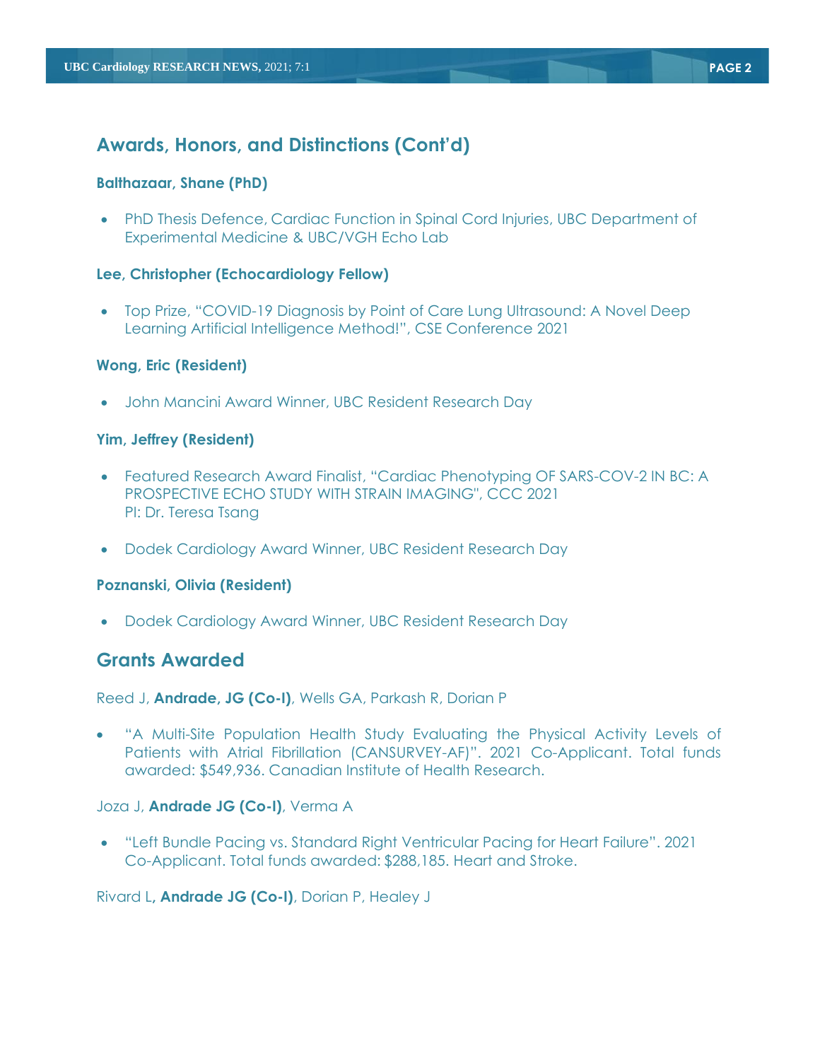## Awards, Honors, and Distinctions (Cont'd)

**Balthazaar, Shane (PhD)**

- PhD Thesis Defence, Cardiac Function in Spinal Cord Injuries, UBC Department of Experimental Medicine & UBC/VGH Echo Lab

**Lee, Christopher (Echocardiology Fellow)**

- Top Prize, "COVID-19 Diagnosis by Point of Care Lung Ultrasound: A Novel Deep Learning Artificial Intelligence Method!", CSE Conference 2021

**Wong, Eric (Resident)**

- John Mancini Award Winner, UBC Resident Research Day

**Yim, Jeffrey (Resident)**

- Featured Research Award Finalist, "Cardiac Phenotyping OF SARS-COV-2 IN BC: A PROSPECTIVE ECHO STUDY WITH STRAIN IMAGING", CCC 2021
  PI: Dr. Teresa Tsang

- Dodek Cardiology Award Winner, UBC Resident Research Day

**Poznanski, Olivia (Resident)**

- Dodek Cardiology Award Winner, UBC Resident Research Day

## Grants Awarded

Reed J, **Andrade, JG (Co-I)**, Wells GA, Parkash R, Dorian P

- "A Multi-Site Population Health Study Evaluating the Physical Activity Levels of Patients with Atrial Fibrillation (CANSURVEY-AF)". 2021 Co-Applicant. Total funds awarded: $549,936. Canadian Institute of Health Research.

Joza J, **Andrade JG (Co-I)**, Verma A

- "Left Bundle Pacing vs. Standard Right Ventricular Pacing for Heart Failure". 2021 Co-Applicant. Total funds awarded: $288,185. Heart and Stroke.

Rivard L**, Andrade JG (Co-I)**, Dorian P, Healey J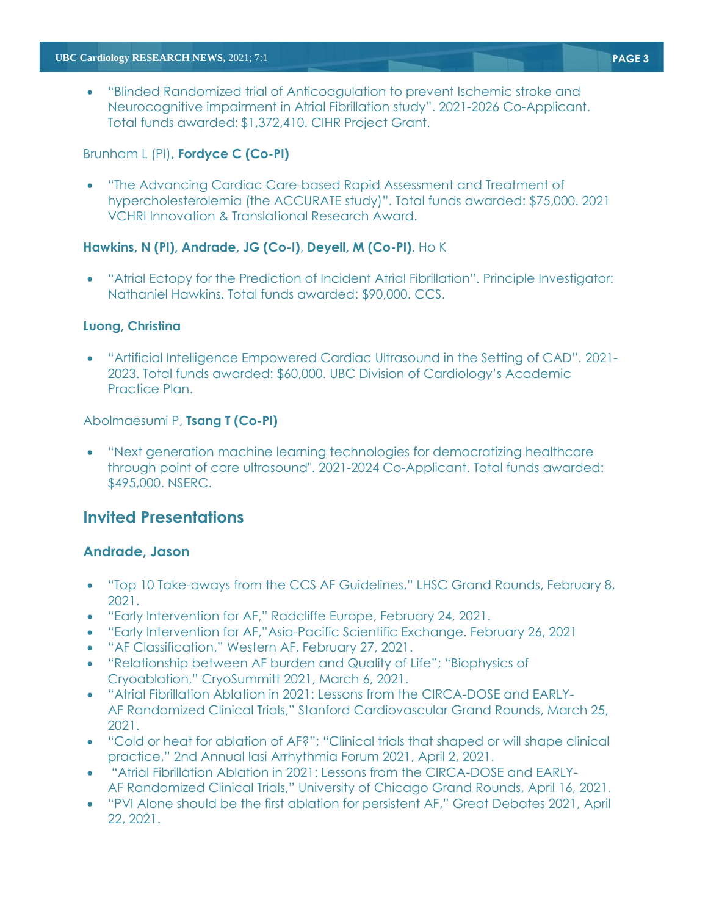- "Blinded Randomized trial of Anticoagulation to prevent Ischemic stroke and Neurocognitive impairment in Atrial Fibrillation study". 2021-2026 Co-Applicant. Total funds awarded: $1,372,410. CIHR Project Grant.

Brunham L (PI)**, Fordyce C (Co-PI)**

- "The Advancing Cardiac Care-based Rapid Assessment and Treatment of hypercholesterolemia (the ACCURATE study)". Total funds awarded: $75,000. 2021 VCHRI Innovation & Translational Research Award.

**Hawkins, N (PI), Andrade, JG (Co-I)**, **Deyell, M (Co-PI)**, Ho K

- "Atrial Ectopy for the Prediction of Incident Atrial Fibrillation". Principle Investigator: Nathaniel Hawkins. Total funds awarded: $90,000. CCS.

**Luong, Christina**

- "Artificial Intelligence Empowered Cardiac Ultrasound in the Setting of CAD". 2021-2023. Total funds awarded: $60,000. UBC Division of Cardiology's Academic Practice Plan.

Abolmaesumi P, **Tsang T (Co-PI)**

- "Next generation machine learning technologies for democratizing healthcare through point of care ultrasound". 2021-2024 Co-Applicant. Total funds awarded: $495,000. NSERC.

## Invited Presentations

### Andrade, Jason

- "Top 10 Take-aways from the CCS AF Guidelines," LHSC Grand Rounds, February 8, 2021.
- "Early Intervention for AF," Radcliffe Europe, February 24, 2021.
- "Early Intervention for AF,"Asia-Pacific Scientific Exchange. February 26, 2021
- "AF Classification," Western AF, February 27, 2021.
- "Relationship between AF burden and Quality of Life"; "Biophysics of Cryoablation," CryoSummitt 2021, March 6, 2021.
- "Atrial Fibrillation Ablation in 2021: Lessons from the CIRCA-DOSE and EARLY-AF Randomized Clinical Trials," Stanford Cardiovascular Grand Rounds, March 25, 2021.
- "Cold or heat for ablation of AF?"; "Clinical trials that shaped or will shape clinical practice," 2nd Annual Iasi Arrhythmia Forum 2021, April 2, 2021.
- "Atrial Fibrillation Ablation in 2021: Lessons from the CIRCA-DOSE and EARLY-AF Randomized Clinical Trials," University of Chicago Grand Rounds, April 16, 2021.
- "PVI Alone should be the first ablation for persistent AF," Great Debates 2021, April 22, 2021.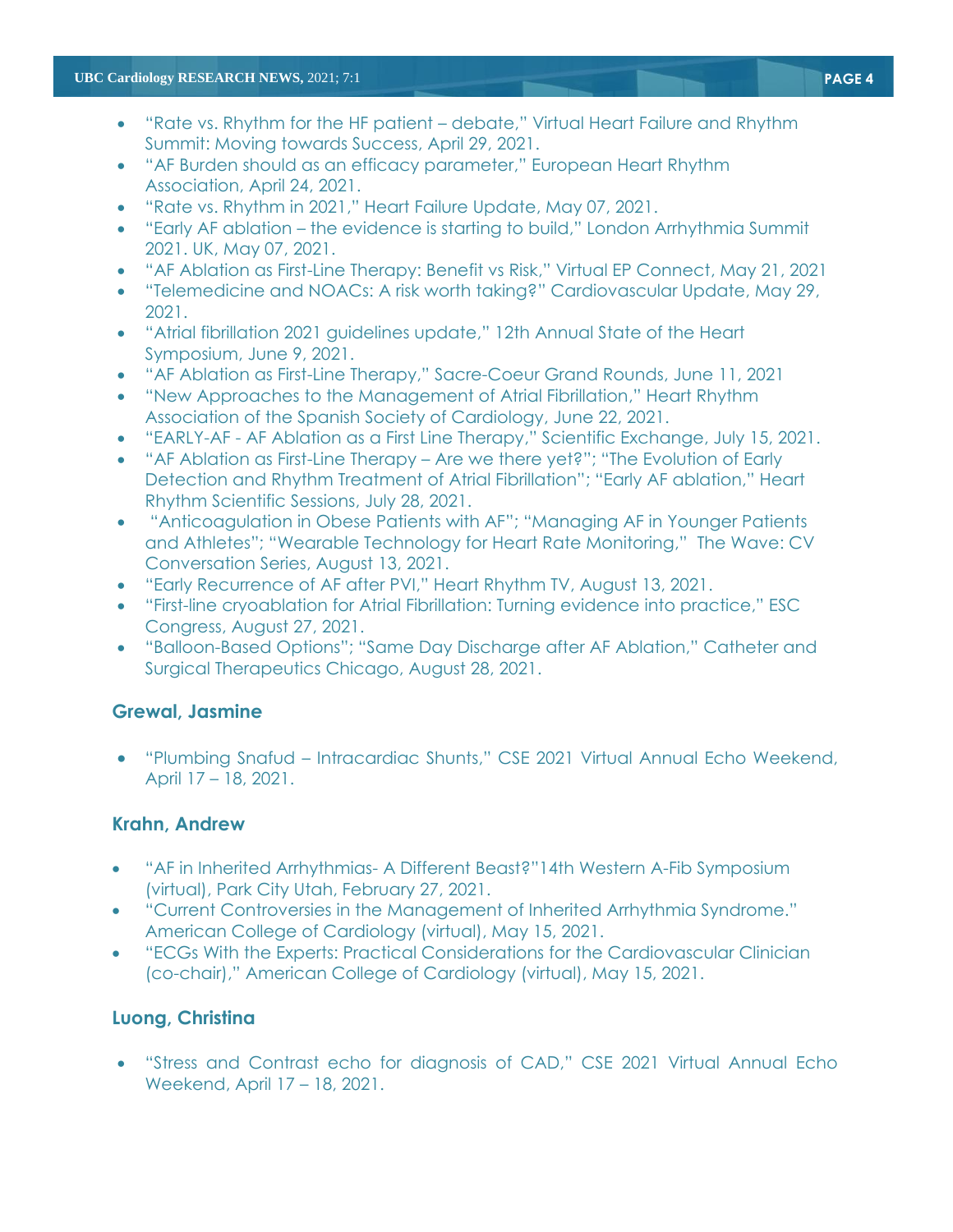- "Rate vs. Rhythm for the HF patient – debate," Virtual Heart Failure and Rhythm Summit: Moving towards Success, April 29, 2021.
- "AF Burden should as an efficacy parameter," European Heart Rhythm Association, April 24, 2021.
- "Rate vs. Rhythm in 2021," Heart Failure Update, May 07, 2021.
- "Early AF ablation – the evidence is starting to build," London Arrhythmia Summit 2021. UK, May 07, 2021.
- "AF Ablation as First-Line Therapy: Benefit vs Risk," Virtual EP Connect, May 21, 2021
- "Telemedicine and NOACs: A risk worth taking?" Cardiovascular Update, May 29, 2021.
- "Atrial fibrillation 2021 guidelines update," 12th Annual State of the Heart Symposium, June 9, 2021.
- "AF Ablation as First-Line Therapy," Sacre-Coeur Grand Rounds, June 11, 2021
- "New Approaches to the Management of Atrial Fibrillation," Heart Rhythm Association of the Spanish Society of Cardiology, June 22, 2021.
- "EARLY-AF - AF Ablation as a First Line Therapy," Scientific Exchange, July 15, 2021.
- "AF Ablation as First-Line Therapy – Are we there yet?"; "The Evolution of Early Detection and Rhythm Treatment of Atrial Fibrillation"; "Early AF ablation," Heart Rhythm Scientific Sessions, July 28, 2021.
- "Anticoagulation in Obese Patients with AF"; "Managing AF in Younger Patients and Athletes"; "Wearable Technology for Heart Rate Monitoring," The Wave: CV Conversation Series, August 13, 2021.
- "Early Recurrence of AF after PVI," Heart Rhythm TV, August 13, 2021.
- "First-line cryoablation for Atrial Fibrillation: Turning evidence into practice," ESC Congress, August 27, 2021.
- "Balloon-Based Options"; "Same Day Discharge after AF Ablation," Catheter and Surgical Therapeutics Chicago, August 28, 2021.

### Grewal, Jasmine

- "Plumbing Snafud – Intracardiac Shunts," CSE 2021 Virtual Annual Echo Weekend, April 17 – 18, 2021.

### Krahn, Andrew

- "AF in Inherited Arrhythmias- A Different Beast?"14th Western A-Fib Symposium (virtual), Park City Utah, February 27, 2021.
- "Current Controversies in the Management of Inherited Arrhythmia Syndrome." American College of Cardiology (virtual), May 15, 2021.
- "ECGs With the Experts: Practical Considerations for the Cardiovascular Clinician (co-chair)," American College of Cardiology (virtual), May 15, 2021.

### Luong, Christina

- "Stress and Contrast echo for diagnosis of CAD," CSE 2021 Virtual Annual Echo Weekend, April 17 – 18, 2021.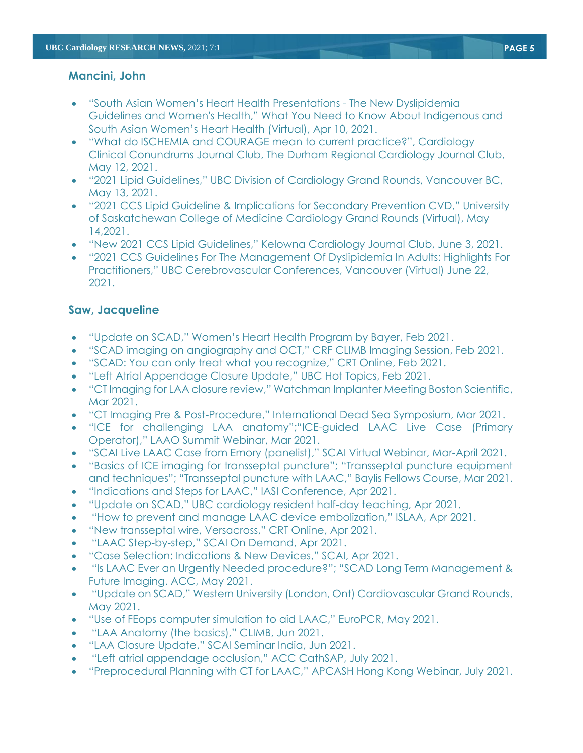### Mancini, John

- "South Asian Women's Heart Health Presentations - The New Dyslipidemia Guidelines and Women's Health," What You Need to Know About Indigenous and South Asian Women's Heart Health (Virtual), Apr 10, 2021.
- "What do ISCHEMIA and COURAGE mean to current practice?", Cardiology Clinical Conundrums Journal Club, The Durham Regional Cardiology Journal Club, May 12, 2021.
- "2021 Lipid Guidelines," UBC Division of Cardiology Grand Rounds, Vancouver BC, May 13, 2021.
- "2021 CCS Lipid Guideline & Implications for Secondary Prevention CVD," University of Saskatchewan College of Medicine Cardiology Grand Rounds (Virtual), May 14,2021.
- "New 2021 CCS Lipid Guidelines," Kelowna Cardiology Journal Club, June 3, 2021.
- "2021 CCS Guidelines For The Management Of Dyslipidemia In Adults: Highlights For Practitioners," UBC Cerebrovascular Conferences, Vancouver (Virtual) June 22, 2021.

### Saw, Jacqueline

- "Update on SCAD," Women's Heart Health Program by Bayer, Feb 2021.
- "SCAD imaging on angiography and OCT," CRF CLIMB Imaging Session, Feb 2021.
- "SCAD: You can only treat what you recognize," CRT Online, Feb 2021.
- "Left Atrial Appendage Closure Update," UBC Hot Topics, Feb 2021.
- "CT Imaging for LAA closure review," Watchman Implanter Meeting Boston Scientific, Mar 2021.
- "CT Imaging Pre & Post-Procedure," International Dead Sea Symposium, Mar 2021.
- "ICE for challenging LAA anatomy";"ICE-guided LAAC Live Case (Primary Operator)," LAAO Summit Webinar, Mar 2021.
- "SCAI Live LAAC Case from Emory (panelist)," SCAI Virtual Webinar, Mar-April 2021.
- "Basics of ICE imaging for transseptal puncture"; "Transseptal puncture equipment and techniques"; "Transseptal puncture with LAAC," Baylis Fellows Course, Mar 2021.
- "Indications and Steps for LAAC," IASI Conference, Apr 2021.
- "Update on SCAD," UBC cardiology resident half-day teaching, Apr 2021.
- "How to prevent and manage LAAC device embolization," ISLAA, Apr 2021.
- "New transseptal wire, Versacross," CRT Online, Apr 2021.
- "LAAC Step-by-step," SCAI On Demand, Apr 2021.
- "Case Selection: Indications & New Devices," SCAI, Apr 2021.
- "Is LAAC Ever an Urgently Needed procedure?"; "SCAD Long Term Management & Future Imaging. ACC, May 2021.
- "Update on SCAD," Western University (London, Ont) Cardiovascular Grand Rounds, May 2021.
- "Use of FEops computer simulation to aid LAAC," EuroPCR, May 2021.
- "LAA Anatomy (the basics)," CLIMB, Jun 2021.
- "LAA Closure Update," SCAI Seminar India, Jun 2021.
- "Left atrial appendage occlusion," ACC CathSAP, July 2021.
- "Preprocedural Planning with CT for LAAC," APCASH Hong Kong Webinar, July 2021.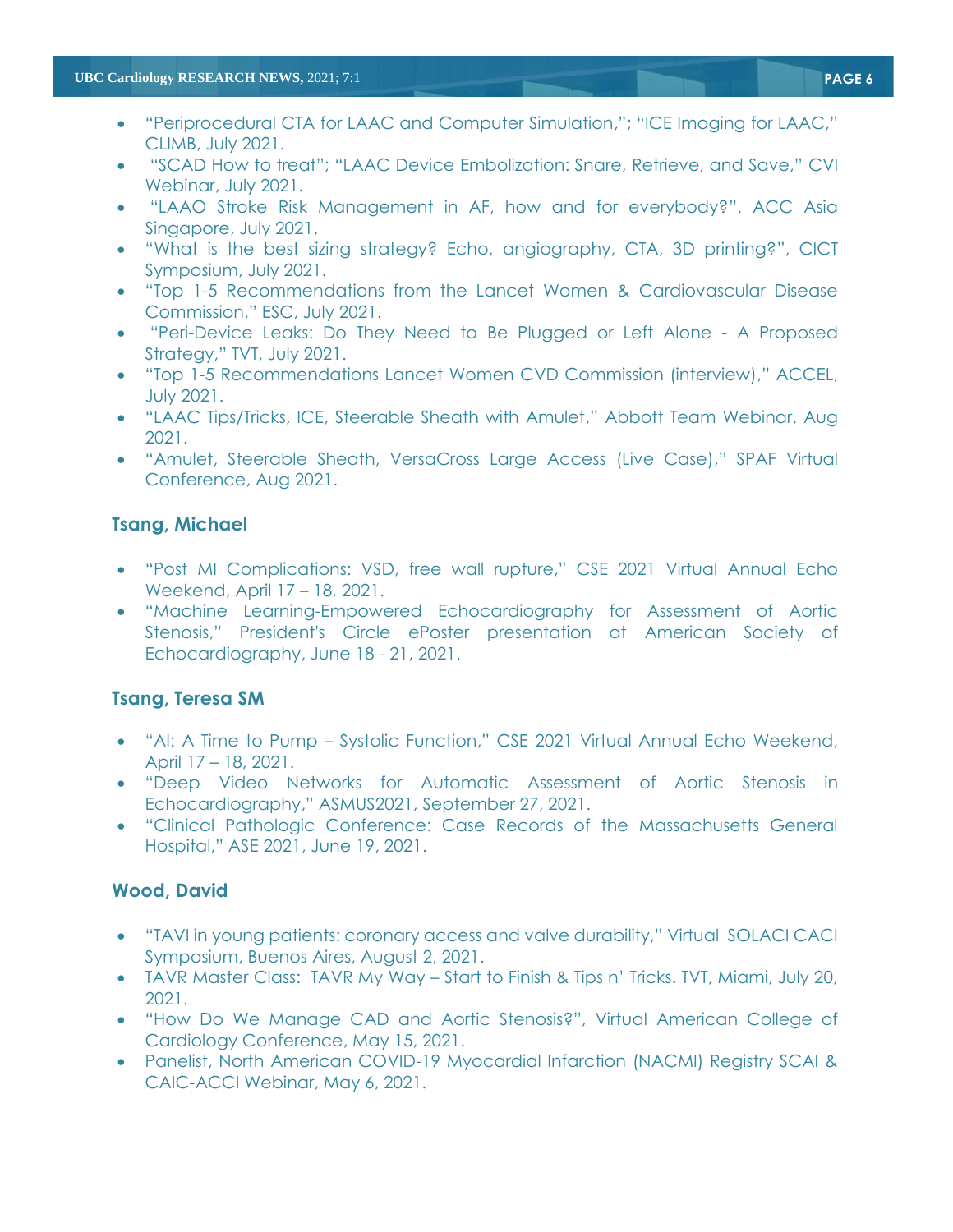- "Periprocedural CTA for LAAC and Computer Simulation,"; "ICE Imaging for LAAC," CLIMB, July 2021.
- "SCAD How to treat"; "LAAC Device Embolization: Snare, Retrieve, and Save," CVI Webinar, July 2021.
- "LAAO Stroke Risk Management in AF, how and for everybody?". ACC Asia Singapore, July 2021.
- "What is the best sizing strategy? Echo, angiography, CTA, 3D printing?", CICT Symposium, July 2021.
- "Top 1-5 Recommendations from the Lancet Women & Cardiovascular Disease Commission," ESC, July 2021.
- "Peri-Device Leaks: Do They Need to Be Plugged or Left Alone - A Proposed Strategy," TVT, July 2021.
- "Top 1-5 Recommendations Lancet Women CVD Commission (interview)," ACCEL, July 2021.
- "LAAC Tips/Tricks, ICE, Steerable Sheath with Amulet," Abbott Team Webinar, Aug 2021.
- "Amulet, Steerable Sheath, VersaCross Large Access (Live Case)," SPAF Virtual Conference, Aug 2021.

### Tsang, Michael

- "Post MI Complications: VSD, free wall rupture," CSE 2021 Virtual Annual Echo Weekend, April 17 – 18, 2021.
- "Machine Learning-Empowered Echocardiography for Assessment of Aortic Stenosis," President's Circle ePoster presentation at American Society of Echocardiography, June 18 - 21, 2021.

### Tsang, Teresa SM

- "AI: A Time to Pump – Systolic Function," CSE 2021 Virtual Annual Echo Weekend, April 17 – 18, 2021.
- "Deep Video Networks for Automatic Assessment of Aortic Stenosis in Echocardiography," ASMUS2021, September 27, 2021.
- "Clinical Pathologic Conference: Case Records of the Massachusetts General Hospital," ASE 2021, June 19, 2021.

### Wood, David

- "TAVI in young patients: coronary access and valve durability," Virtual SOLACI CACI Symposium, Buenos Aires, August 2, 2021.
- TAVR Master Class: TAVR My Way – Start to Finish & Tips n' Tricks. TVT, Miami, July 20, 2021.
- "How Do We Manage CAD and Aortic Stenosis?", Virtual American College of Cardiology Conference, May 15, 2021.
- Panelist, North American COVID-19 Myocardial Infarction (NACMI) Registry SCAI & CAIC-ACCI Webinar, May 6, 2021.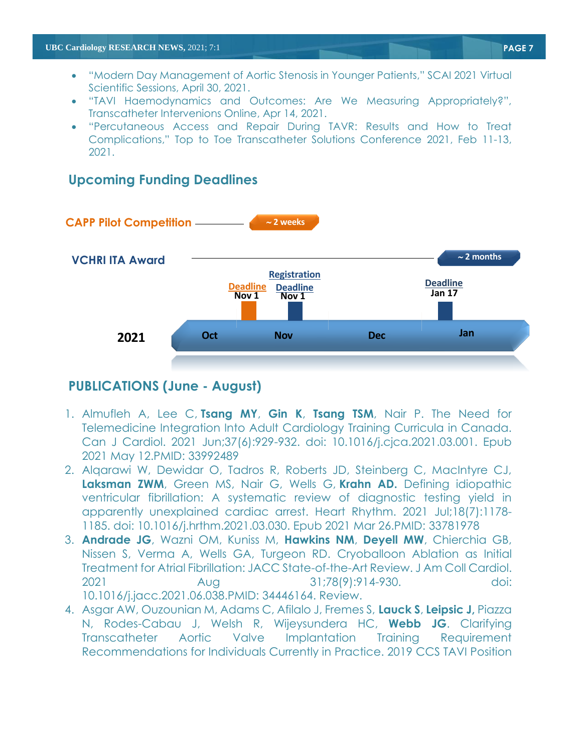- "Modern Day Management of Aortic Stenosis in Younger Patients," SCAI 2021 Virtual Scientific Sessions, April 30, 2021.
- "TAVI Haemodynamics and Outcomes: Are We Measuring Appropriately?", Transcatheter Intervenions Online, Apr 14, 2021.
- "Percutaneous Access and Repair During TAVR: Results and How to Treat Complications," Top to Toe Transcatheter Solutions Conference 2021, Feb 11-13, 2021.

## Upcoming Funding Deadlines

**CAPP Pilot Competition** — ~ 2 weeks

- Deadline: Nov 1

**VCHRI ITA Award** — ~ 2 months

- Registration Deadline: Nov 1
- Deadline: Jan 17

2021: Oct | Nov | Dec | Jan

## PUBLICATIONS (June - August)

1. Almufleh A, Lee C, **Tsang MY**, **Gin K**, **Tsang TSM**, Nair P. The Need for Telemedicine Integration Into Adult Cardiology Training Curricula in Canada. Can J Cardiol. 2021 Jun;37(6):929-932. doi: 10.1016/j.cjca.2021.03.001. Epub 2021 May 12.PMID: 33992489
2. Alqarawi W, Dewidar O, Tadros R, Roberts JD, Steinberg C, MacIntyre CJ, **Laksman ZWM**, Green MS, Nair G, Wells G, **Krahn AD.** Defining idiopathic ventricular fibrillation: A systematic review of diagnostic testing yield in apparently unexplained cardiac arrest. Heart Rhythm. 2021 Jul;18(7):1178-1185. doi: 10.1016/j.hrthm.2021.03.030. Epub 2021 Mar 26.PMID: 33781978
3. **Andrade JG**, Wazni OM, Kuniss M, **Hawkins NM**, **Deyell MW**, Chierchia GB, Nissen S, Verma A, Wells GA, Turgeon RD. Cryoballoon Ablation as Initial Treatment for Atrial Fibrillation: JACC State-of-the-Art Review. J Am Coll Cardiol. 2021 Aug 31;78(9):914-930. doi: 10.1016/j.jacc.2021.06.038.PMID: 34446164. Review.
4. Asgar AW, Ouzounian M, Adams C, Afilalo J, Fremes S, **Lauck S**, **Leipsic J,** Piazza N, Rodes-Cabau J, Welsh R, Wijeysundera HC, **Webb JG**. Clarifying Transcatheter Aortic Valve Implantation Training Requirement Recommendations for Individuals Currently in Practice. 2019 CCS TAVI Position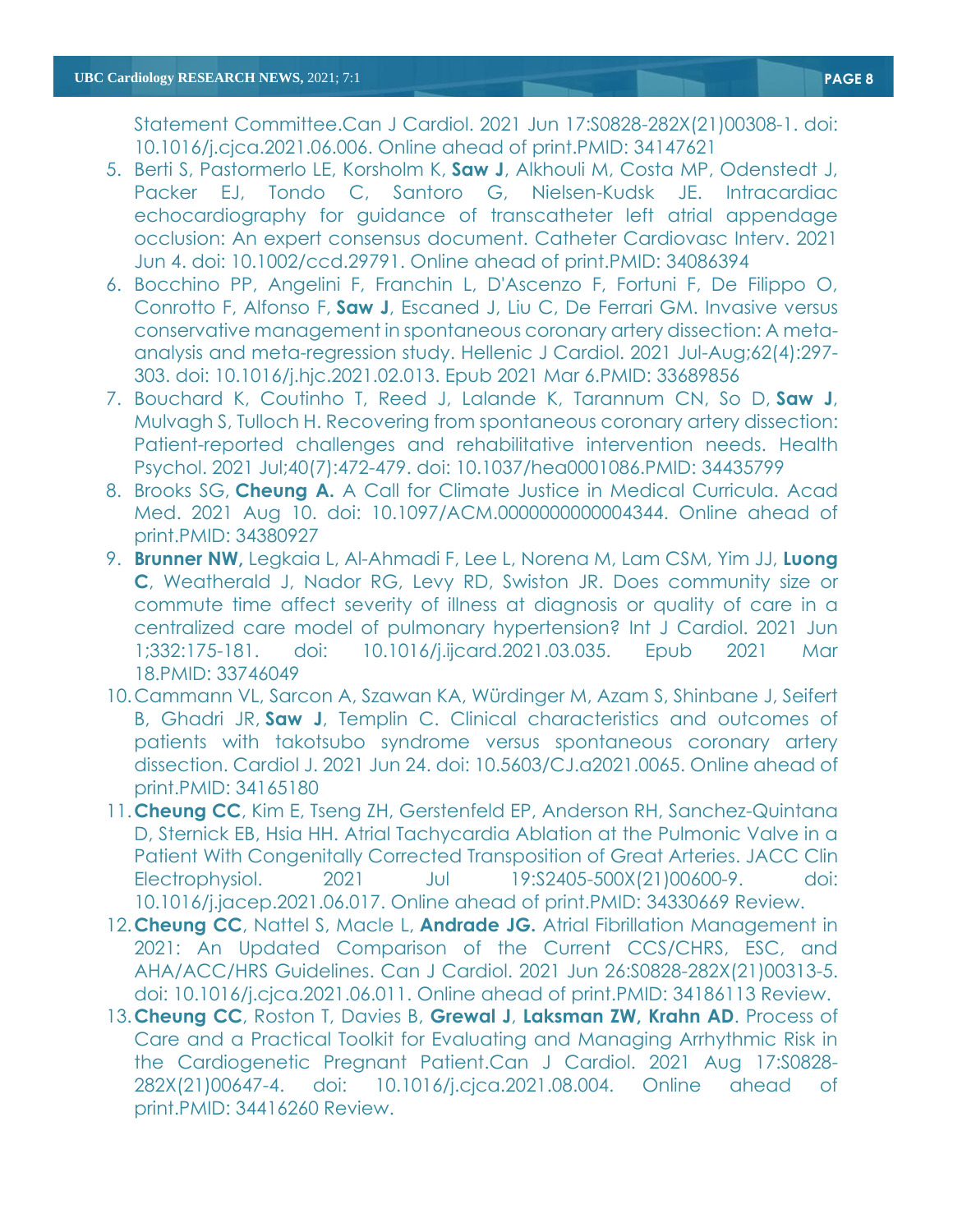Statement Committee.Can J Cardiol. 2021 Jun 17:S0828-282X(21)00308-1. doi: 10.1016/j.cjca.2021.06.006. Online ahead of print.PMID: 34147621

5. Berti S, Pastormerlo LE, Korsholm K, **Saw J**, Alkhouli M, Costa MP, Odenstedt J, Packer EJ, Tondo C, Santoro G, Nielsen-Kudsk JE. Intracardiac echocardiography for guidance of transcatheter left atrial appendage occlusion: An expert consensus document. Catheter Cardiovasc Interv. 2021 Jun 4. doi: 10.1002/ccd.29791. Online ahead of print.PMID: 34086394
6. Bocchino PP, Angelini F, Franchin L, D'Ascenzo F, Fortuni F, De Filippo O, Conrotto F, Alfonso F, **Saw J**, Escaned J, Liu C, De Ferrari GM. Invasive versus conservative management in spontaneous coronary artery dissection: A meta-analysis and meta-regression study. Hellenic J Cardiol. 2021 Jul-Aug;62(4):297-303. doi: 10.1016/j.hjc.2021.02.013. Epub 2021 Mar 6.PMID: 33689856
7. Bouchard K, Coutinho T, Reed J, Lalande K, Tarannum CN, So D, **Saw J**, Mulvagh S, Tulloch H. Recovering from spontaneous coronary artery dissection: Patient-reported challenges and rehabilitative intervention needs. Health Psychol. 2021 Jul;40(7):472-479. doi: 10.1037/hea0001086.PMID: 34435799
8. Brooks SG, **Cheung A.** A Call for Climate Justice in Medical Curricula. Acad Med. 2021 Aug 10. doi: 10.1097/ACM.0000000000004344. Online ahead of print.PMID: 34380927
9. **Brunner NW,** Legkaia L, Al-Ahmadi F, Lee L, Norena M, Lam CSM, Yim JJ, **Luong C**, Weatherald J, Nador RG, Levy RD, Swiston JR. Does community size or commute time affect severity of illness at diagnosis or quality of care in a centralized care model of pulmonary hypertension? Int J Cardiol. 2021 Jun 1;332:175-181. doi: 10.1016/j.ijcard.2021.03.035. Epub 2021 Mar 18.PMID: 33746049
10. Cammann VL, Sarcon A, Szawan KA, Würdinger M, Azam S, Shinbane J, Seifert B, Ghadri JR, **Saw J**, Templin C. Clinical characteristics and outcomes of patients with takotsubo syndrome versus spontaneous coronary artery dissection. Cardiol J. 2021 Jun 24. doi: 10.5603/CJ.a2021.0065. Online ahead of print.PMID: 34165180
11. **Cheung CC**, Kim E, Tseng ZH, Gerstenfeld EP, Anderson RH, Sanchez-Quintana D, Sternick EB, Hsia HH. Atrial Tachycardia Ablation at the Pulmonic Valve in a Patient With Congenitally Corrected Transposition of Great Arteries. JACC Clin Electrophysiol. 2021 Jul 19:S2405-500X(21)00600-9. doi: 10.1016/j.jacep.2021.06.017. Online ahead of print.PMID: 34330669 Review.
12. **Cheung CC**, Nattel S, Macle L, **Andrade JG.** Atrial Fibrillation Management in 2021: An Updated Comparison of the Current CCS/CHRS, ESC, and AHA/ACC/HRS Guidelines. Can J Cardiol. 2021 Jun 26:S0828-282X(21)00313-5. doi: 10.1016/j.cjca.2021.06.011. Online ahead of print.PMID: 34186113 Review.
13. **Cheung CC**, Roston T, Davies B, **Grewal J**, **Laksman ZW, Krahn AD**. Process of Care and a Practical Toolkit for Evaluating and Managing Arrhythmic Risk in the Cardiogenetic Pregnant Patient.Can J Cardiol. 2021 Aug 17:S0828-282X(21)00647-4. doi: 10.1016/j.cjca.2021.08.004. Online ahead of print.PMID: 34416260 Review.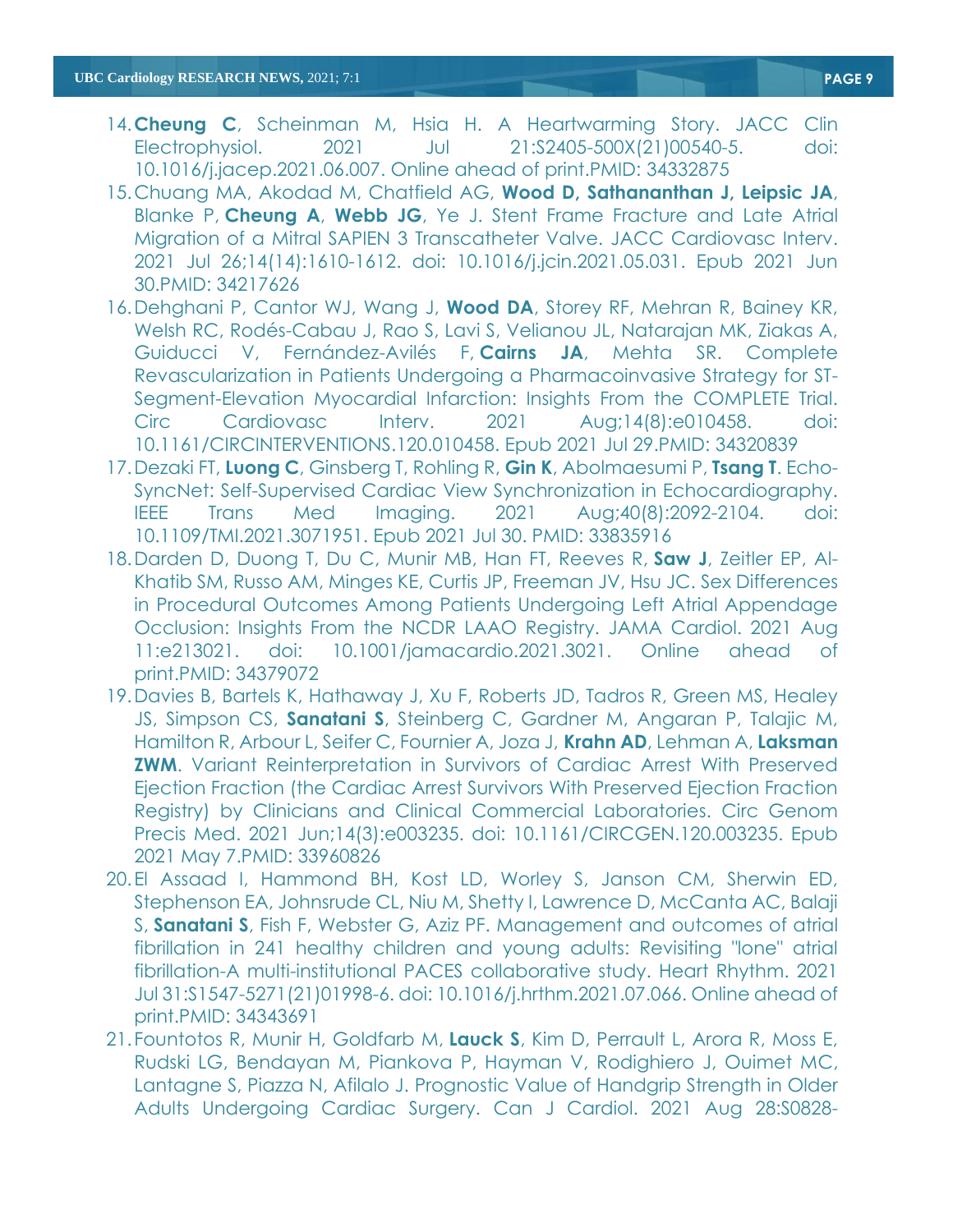14. **Cheung C**, Scheinman M, Hsia H. A Heartwarming Story. JACC Clin Electrophysiol. 2021 Jul 21:S2405-500X(21)00540-5. doi: 10.1016/j.jacep.2021.06.007. Online ahead of print.PMID: 34332875
15. Chuang MA, Akodad M, Chatfield AG, **Wood D, Sathananthan J, Leipsic JA**, Blanke P, **Cheung A**, **Webb JG**, Ye J. Stent Frame Fracture and Late Atrial Migration of a Mitral SAPIEN 3 Transcatheter Valve. JACC Cardiovasc Interv. 2021 Jul 26;14(14):1610-1612. doi: 10.1016/j.jcin.2021.05.031. Epub 2021 Jun 30.PMID: 34217626
16. Dehghani P, Cantor WJ, Wang J, **Wood DA**, Storey RF, Mehran R, Bainey KR, Welsh RC, Rodés-Cabau J, Rao S, Lavi S, Velianou JL, Natarajan MK, Ziakas A, Guiducci V, Fernández-Avilés F, **Cairns JA**, Mehta SR. Complete Revascularization in Patients Undergoing a Pharmacoinvasive Strategy for ST-Segment-Elevation Myocardial Infarction: Insights From the COMPLETE Trial. Circ Cardiovasc Interv. 2021 Aug;14(8):e010458. doi: 10.1161/CIRCINTERVENTIONS.120.010458. Epub 2021 Jul 29.PMID: 34320839
17. Dezaki FT, **Luong C**, Ginsberg T, Rohling R, **Gin K**, Abolmaesumi P, **Tsang T**. Echo-SyncNet: Self-Supervised Cardiac View Synchronization in Echocardiography. IEEE Trans Med Imaging. 2021 Aug;40(8):2092-2104. doi: 10.1109/TMI.2021.3071951. Epub 2021 Jul 30. PMID: 33835916
18. Darden D, Duong T, Du C, Munir MB, Han FT, Reeves R, **Saw J**, Zeitler EP, Al-Khatib SM, Russo AM, Minges KE, Curtis JP, Freeman JV, Hsu JC. Sex Differences in Procedural Outcomes Among Patients Undergoing Left Atrial Appendage Occlusion: Insights From the NCDR LAAO Registry. JAMA Cardiol. 2021 Aug 11:e213021. doi: 10.1001/jamacardio.2021.3021. Online ahead of print.PMID: 34379072
19. Davies B, Bartels K, Hathaway J, Xu F, Roberts JD, Tadros R, Green MS, Healey JS, Simpson CS, **Sanatani S**, Steinberg C, Gardner M, Angaran P, Talajic M, Hamilton R, Arbour L, Seifer C, Fournier A, Joza J, **Krahn AD**, Lehman A, **Laksman ZWM**. Variant Reinterpretation in Survivors of Cardiac Arrest With Preserved Ejection Fraction (the Cardiac Arrest Survivors With Preserved Ejection Fraction Registry) by Clinicians and Clinical Commercial Laboratories. Circ Genom Precis Med. 2021 Jun;14(3):e003235. doi: 10.1161/CIRCGEN.120.003235. Epub 2021 May 7.PMID: 33960826
20. El Assaad I, Hammond BH, Kost LD, Worley S, Janson CM, Sherwin ED, Stephenson EA, Johnsrude CL, Niu M, Shetty I, Lawrence D, McCanta AC, Balaji S, **Sanatani S**, Fish F, Webster G, Aziz PF. Management and outcomes of atrial fibrillation in 241 healthy children and young adults: Revisiting "lone" atrial fibrillation-A multi-institutional PACES collaborative study. Heart Rhythm. 2021 Jul 31:S1547-5271(21)01998-6. doi: 10.1016/j.hrthm.2021.07.066. Online ahead of print.PMID: 34343691
21. Fountotos R, Munir H, Goldfarb M, **Lauck S**, Kim D, Perrault L, Arora R, Moss E, Rudski LG, Bendayan M, Piankova P, Hayman V, Rodighiero J, Ouimet MC, Lantagne S, Piazza N, Afilalo J. Prognostic Value of Handgrip Strength in Older Adults Undergoing Cardiac Surgery. Can J Cardiol. 2021 Aug 28:S0828-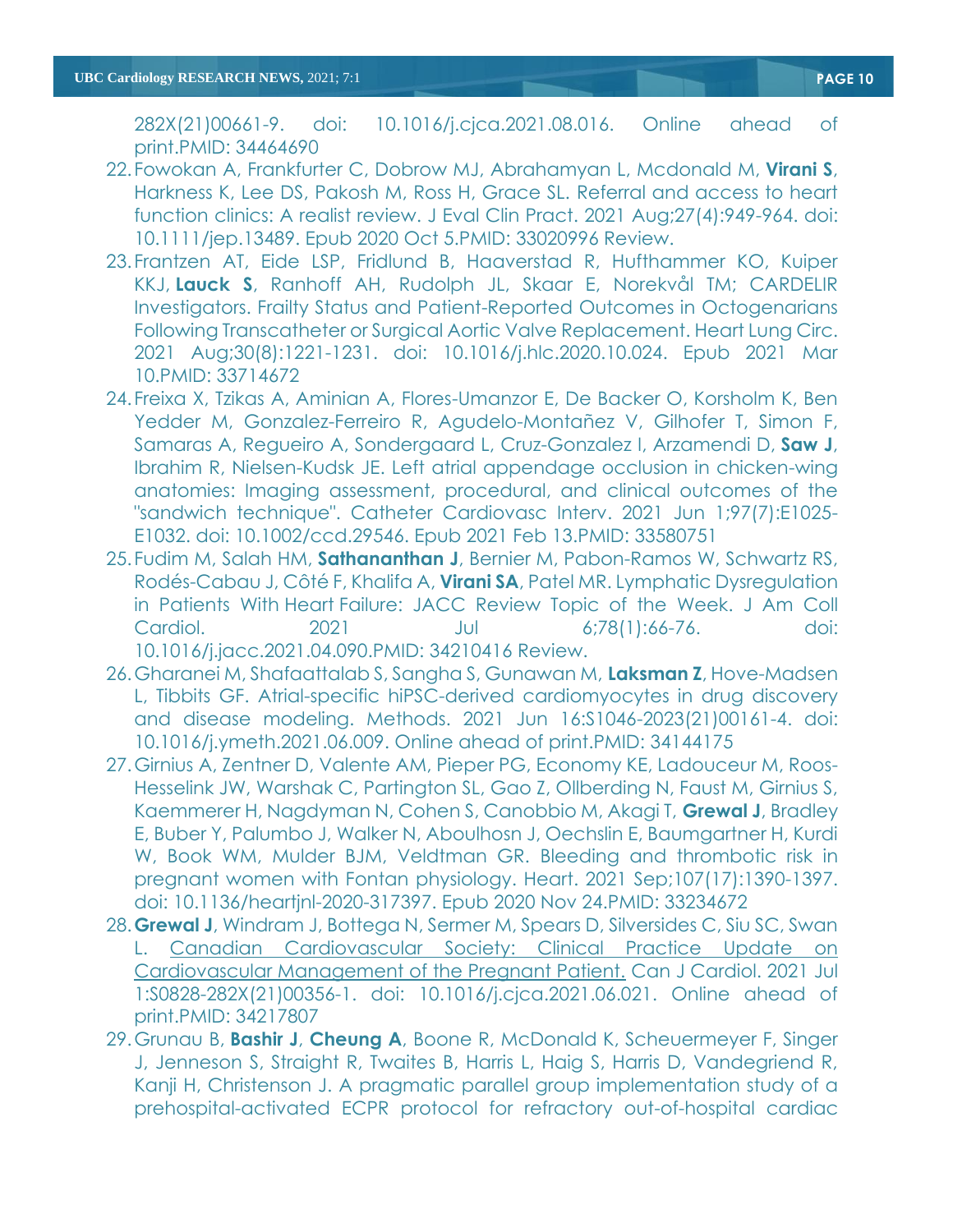282X(21)00661-9. doi: 10.1016/j.cjca.2021.08.016. Online ahead of print.PMID: 34464690

22. Fowokan A, Frankfurter C, Dobrow MJ, Abrahamyan L, Mcdonald M, **Virani S**, Harkness K, Lee DS, Pakosh M, Ross H, Grace SL. Referral and access to heart function clinics: A realist review. J Eval Clin Pract. 2021 Aug;27(4):949-964. doi: 10.1111/jep.13489. Epub 2020 Oct 5.PMID: 33020996 Review.
23. Frantzen AT, Eide LSP, Fridlund B, Haaverstad R, Hufthammer KO, Kuiper KKJ, **Lauck S**, Ranhoff AH, Rudolph JL, Skaar E, Norekvål TM; CARDELIR Investigators. Frailty Status and Patient-Reported Outcomes in Octogenarians Following Transcatheter or Surgical Aortic Valve Replacement. Heart Lung Circ. 2021 Aug;30(8):1221-1231. doi: 10.1016/j.hlc.2020.10.024. Epub 2021 Mar 10.PMID: 33714672
24. Freixa X, Tzikas A, Aminian A, Flores-Umanzor E, De Backer O, Korsholm K, Ben Yedder M, Gonzalez-Ferreiro R, Agudelo-Montañez V, Gilhofer T, Simon F, Samaras A, Regueiro A, Sondergaard L, Cruz-Gonzalez I, Arzamendi D, **Saw J**, Ibrahim R, Nielsen-Kudsk JE. Left atrial appendage occlusion in chicken-wing anatomies: Imaging assessment, procedural, and clinical outcomes of the "sandwich technique". Catheter Cardiovasc Interv. 2021 Jun 1;97(7):E1025-E1032. doi: 10.1002/ccd.29546. Epub 2021 Feb 13.PMID: 33580751
25. Fudim M, Salah HM, **Sathananthan J**, Bernier M, Pabon-Ramos W, Schwartz RS, Rodés-Cabau J, Côté F, Khalifa A, **Virani SA**, Patel MR. Lymphatic Dysregulation in Patients With Heart Failure: JACC Review Topic of the Week. J Am Coll Cardiol. 2021 Jul 6;78(1):66-76. doi: 10.1016/j.jacc.2021.04.090.PMID: 34210416 Review.
26. Gharanei M, Shafaattalab S, Sangha S, Gunawan M, **Laksman Z**, Hove-Madsen L, Tibbits GF. Atrial-specific hiPSC-derived cardiomyocytes in drug discovery and disease modeling. Methods. 2021 Jun 16:S1046-2023(21)00161-4. doi: 10.1016/j.ymeth.2021.06.009. Online ahead of print.PMID: 34144175
27. Girnius A, Zentner D, Valente AM, Pieper PG, Economy KE, Ladouceur M, Roos-Hesselink JW, Warshak C, Partington SL, Gao Z, Ollberding N, Faust M, Girnius S, Kaemmerer H, Nagdyman N, Cohen S, Canobbio M, Akagi T, **Grewal J**, Bradley E, Buber Y, Palumbo J, Walker N, Aboulhosn J, Oechslin E, Baumgartner H, Kurdi W, Book WM, Mulder BJM, Veldtman GR. Bleeding and thrombotic risk in pregnant women with Fontan physiology. Heart. 2021 Sep;107(17):1390-1397. doi: 10.1136/heartjnl-2020-317397. Epub 2020 Nov 24.PMID: 33234672
28. **Grewal J**, Windram J, Bottega N, Sermer M, Spears D, Silversides C, Siu SC, Swan L. Canadian Cardiovascular Society: Clinical Practice Update on Cardiovascular Management of the Pregnant Patient. Can J Cardiol. 2021 Jul 1:S0828-282X(21)00356-1. doi: 10.1016/j.cjca.2021.06.021. Online ahead of print.PMID: 34217807
29. Grunau B, **Bashir J**, **Cheung A**, Boone R, McDonald K, Scheuermeyer F, Singer J, Jenneson S, Straight R, Twaites B, Harris L, Haig S, Harris D, Vandegriend R, Kanji H, Christenson J. A pragmatic parallel group implementation study of a prehospital-activated ECPR protocol for refractory out-of-hospital cardiac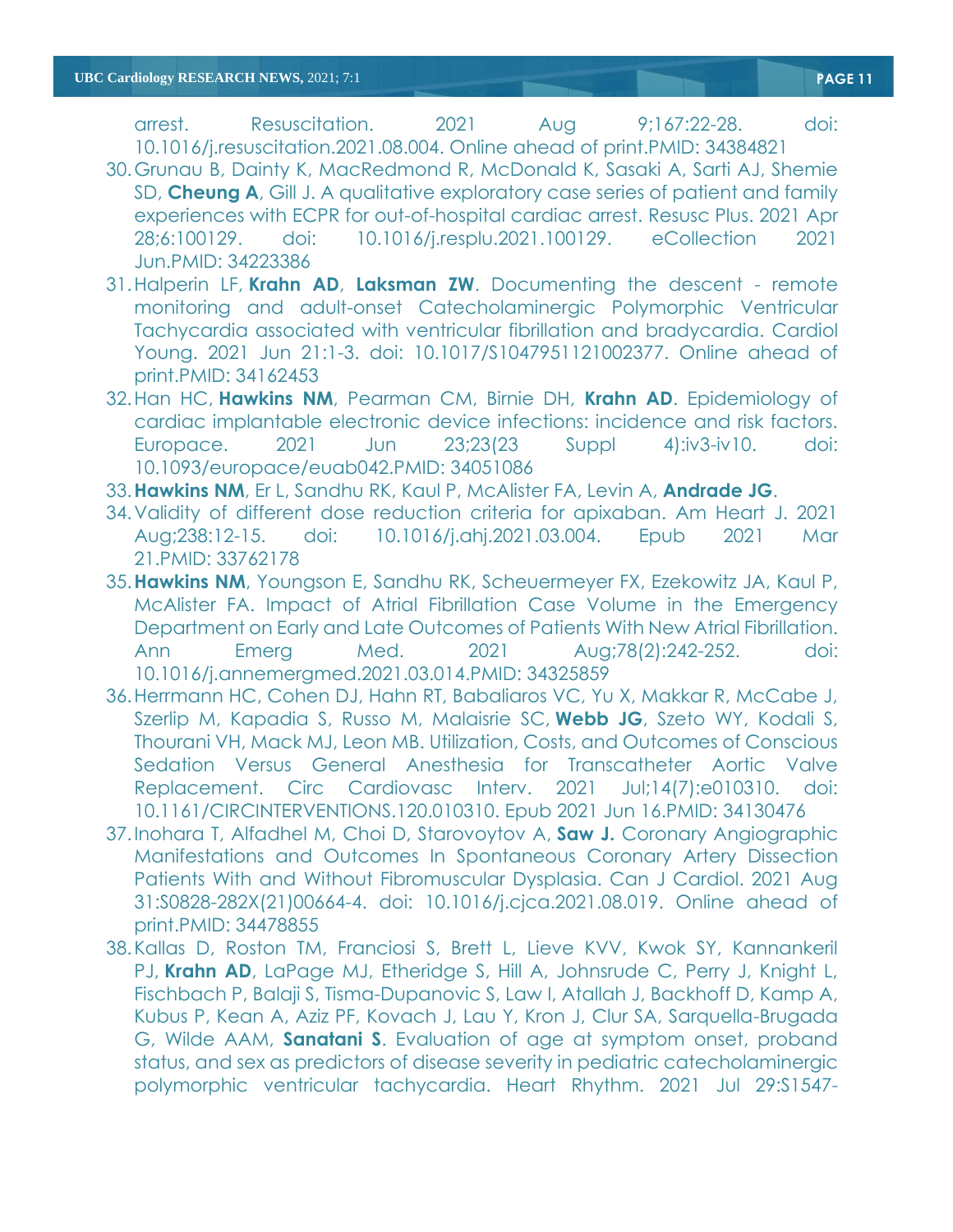arrest. Resuscitation. 2021 Aug 9;167:22-28. doi: 10.1016/j.resuscitation.2021.08.004. Online ahead of print.PMID: 34384821

30. Grunau B, Dainty K, MacRedmond R, McDonald K, Sasaki A, Sarti AJ, Shemie SD, **Cheung A**, Gill J. A qualitative exploratory case series of patient and family experiences with ECPR for out-of-hospital cardiac arrest. Resusc Plus. 2021 Apr 28;6:100129. doi: 10.1016/j.resplu.2021.100129. eCollection 2021 Jun.PMID: 34223386
31. Halperin LF, **Krahn AD**, **Laksman ZW**. Documenting the descent - remote monitoring and adult-onset Catecholaminergic Polymorphic Ventricular Tachycardia associated with ventricular fibrillation and bradycardia. Cardiol Young. 2021 Jun 21:1-3. doi: 10.1017/S1047951121002377. Online ahead of print.PMID: 34162453
32. Han HC, **Hawkins NM**, Pearman CM, Birnie DH, **Krahn AD**. Epidemiology of cardiac implantable electronic device infections: incidence and risk factors. Europace. 2021 Jun 23;23(23 Suppl 4):iv3-iv10. doi: 10.1093/europace/euab042.PMID: 34051086
33. **Hawkins NM**, Er L, Sandhu RK, Kaul P, McAlister FA, Levin A, **Andrade JG**.
34. Validity of different dose reduction criteria for apixaban. Am Heart J. 2021 Aug;238:12-15. doi: 10.1016/j.ahj.2021.03.004. Epub 2021 Mar 21.PMID: 33762178
35. **Hawkins NM**, Youngson E, Sandhu RK, Scheuermeyer FX, Ezekowitz JA, Kaul P, McAlister FA. Impact of Atrial Fibrillation Case Volume in the Emergency Department on Early and Late Outcomes of Patients With New Atrial Fibrillation. Ann Emerg Med. 2021 Aug;78(2):242-252. doi: 10.1016/j.annemergmed.2021.03.014.PMID: 34325859
36. Herrmann HC, Cohen DJ, Hahn RT, Babaliaros VC, Yu X, Makkar R, McCabe J, Szerlip M, Kapadia S, Russo M, Malaisrie SC, **Webb JG**, Szeto WY, Kodali S, Thourani VH, Mack MJ, Leon MB. Utilization, Costs, and Outcomes of Conscious Sedation Versus General Anesthesia for Transcatheter Aortic Valve Replacement. Circ Cardiovasc Interv. 2021 Jul;14(7):e010310. doi: 10.1161/CIRCINTERVENTIONS.120.010310. Epub 2021 Jun 16.PMID: 34130476
37. Inohara T, Alfadhel M, Choi D, Starovoytov A, **Saw J.** Coronary Angiographic Manifestations and Outcomes In Spontaneous Coronary Artery Dissection Patients With and Without Fibromuscular Dysplasia. Can J Cardiol. 2021 Aug 31:S0828-282X(21)00664-4. doi: 10.1016/j.cjca.2021.08.019. Online ahead of print.PMID: 34478855
38. Kallas D, Roston TM, Franciosi S, Brett L, Lieve KVV, Kwok SY, Kannankeril PJ, **Krahn AD**, LaPage MJ, Etheridge S, Hill A, Johnsrude C, Perry J, Knight L, Fischbach P, Balaji S, Tisma-Dupanovic S, Law I, Atallah J, Backhoff D, Kamp A, Kubus P, Kean A, Aziz PF, Kovach J, Lau Y, Kron J, Clur SA, Sarquella-Brugada G, Wilde AAM, **Sanatani S**. Evaluation of age at symptom onset, proband status, and sex as predictors of disease severity in pediatric catecholaminergic polymorphic ventricular tachycardia. Heart Rhythm. 2021 Jul 29:S1547-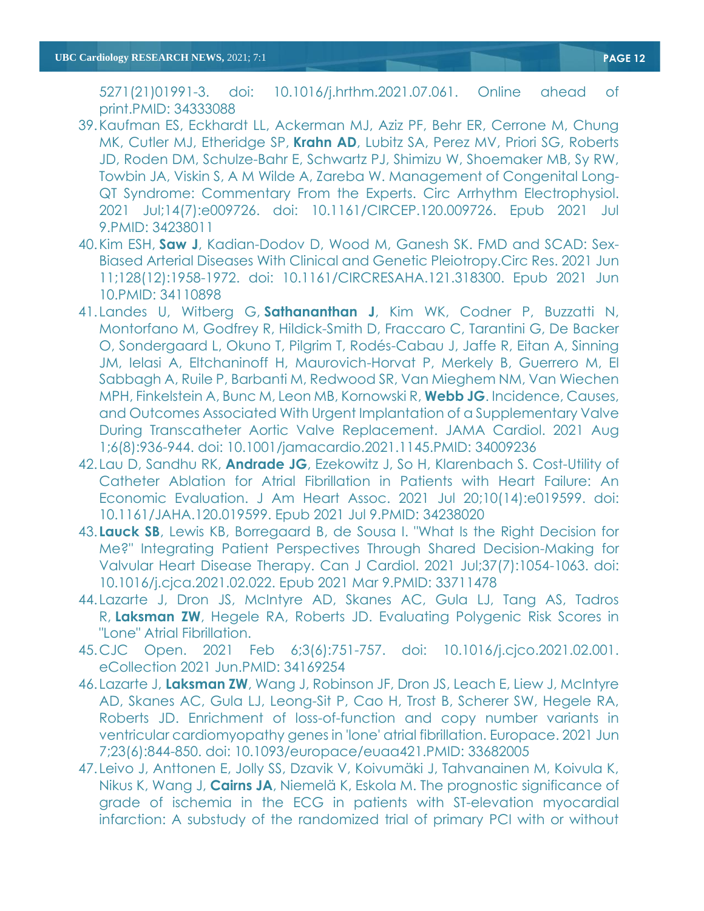5271(21)01991-3. doi: 10.1016/j.hrthm.2021.07.061. Online ahead of print.PMID: 34333088

39. Kaufman ES, Eckhardt LL, Ackerman MJ, Aziz PF, Behr ER, Cerrone M, Chung MK, Cutler MJ, Etheridge SP, **Krahn AD**, Lubitz SA, Perez MV, Priori SG, Roberts JD, Roden DM, Schulze-Bahr E, Schwartz PJ, Shimizu W, Shoemaker MB, Sy RW, Towbin JA, Viskin S, A M Wilde A, Zareba W. Management of Congenital Long-QT Syndrome: Commentary From the Experts. Circ Arrhythm Electrophysiol. 2021 Jul;14(7):e009726. doi: 10.1161/CIRCEP.120.009726. Epub 2021 Jul 9.PMID: 34238011
40. Kim ESH, **Saw J**, Kadian-Dodov D, Wood M, Ganesh SK. FMD and SCAD: Sex-Biased Arterial Diseases With Clinical and Genetic Pleiotropy.Circ Res. 2021 Jun 11;128(12):1958-1972. doi: 10.1161/CIRCRESAHA.121.318300. Epub 2021 Jun 10.PMID: 34110898
41. Landes U, Witberg G, **Sathananthan J**, Kim WK, Codner P, Buzzatti N, Montorfano M, Godfrey R, Hildick-Smith D, Fraccaro C, Tarantini G, De Backer O, Sondergaard L, Okuno T, Pilgrim T, Rodés-Cabau J, Jaffe R, Eitan A, Sinning JM, Ielasi A, Eltchaninoff H, Maurovich-Horvat P, Merkely B, Guerrero M, El Sabbagh A, Ruile P, Barbanti M, Redwood SR, Van Mieghem NM, Van Wiechen MPH, Finkelstein A, Bunc M, Leon MB, Kornowski R, **Webb JG**. Incidence, Causes, and Outcomes Associated With Urgent Implantation of a Supplementary Valve During Transcatheter Aortic Valve Replacement. JAMA Cardiol. 2021 Aug 1;6(8):936-944. doi: 10.1001/jamacardio.2021.1145.PMID: 34009236
42. Lau D, Sandhu RK, **Andrade JG**, Ezekowitz J, So H, Klarenbach S. Cost-Utility of Catheter Ablation for Atrial Fibrillation in Patients with Heart Failure: An Economic Evaluation. J Am Heart Assoc. 2021 Jul 20;10(14):e019599. doi: 10.1161/JAHA.120.019599. Epub 2021 Jul 9.PMID: 34238020
43. **Lauck SB**, Lewis KB, Borregaard B, de Sousa I. "What Is the Right Decision for Me?" Integrating Patient Perspectives Through Shared Decision-Making for Valvular Heart Disease Therapy. Can J Cardiol. 2021 Jul;37(7):1054-1063. doi: 10.1016/j.cjca.2021.02.022. Epub 2021 Mar 9.PMID: 33711478
44. Lazarte J, Dron JS, McIntyre AD, Skanes AC, Gula LJ, Tang AS, Tadros R, **Laksman ZW**, Hegele RA, Roberts JD. Evaluating Polygenic Risk Scores in "Lone" Atrial Fibrillation.
45. CJC Open. 2021 Feb 6;3(6):751-757. doi: 10.1016/j.cjco.2021.02.001. eCollection 2021 Jun.PMID: 34169254
46. Lazarte J, **Laksman ZW**, Wang J, Robinson JF, Dron JS, Leach E, Liew J, McIntyre AD, Skanes AC, Gula LJ, Leong-Sit P, Cao H, Trost B, Scherer SW, Hegele RA, Roberts JD. Enrichment of loss-of-function and copy number variants in ventricular cardiomyopathy genes in 'lone' atrial fibrillation. Europace. 2021 Jun 7;23(6):844-850. doi: 10.1093/europace/euaa421.PMID: 33682005
47. Leivo J, Anttonen E, Jolly SS, Dzavik V, Koivumäki J, Tahvanainen M, Koivula K, Nikus K, Wang J, **Cairns JA**, Niemelä K, Eskola M. The prognostic significance of grade of ischemia in the ECG in patients with ST-elevation myocardial infarction: A substudy of the randomized trial of primary PCI with or without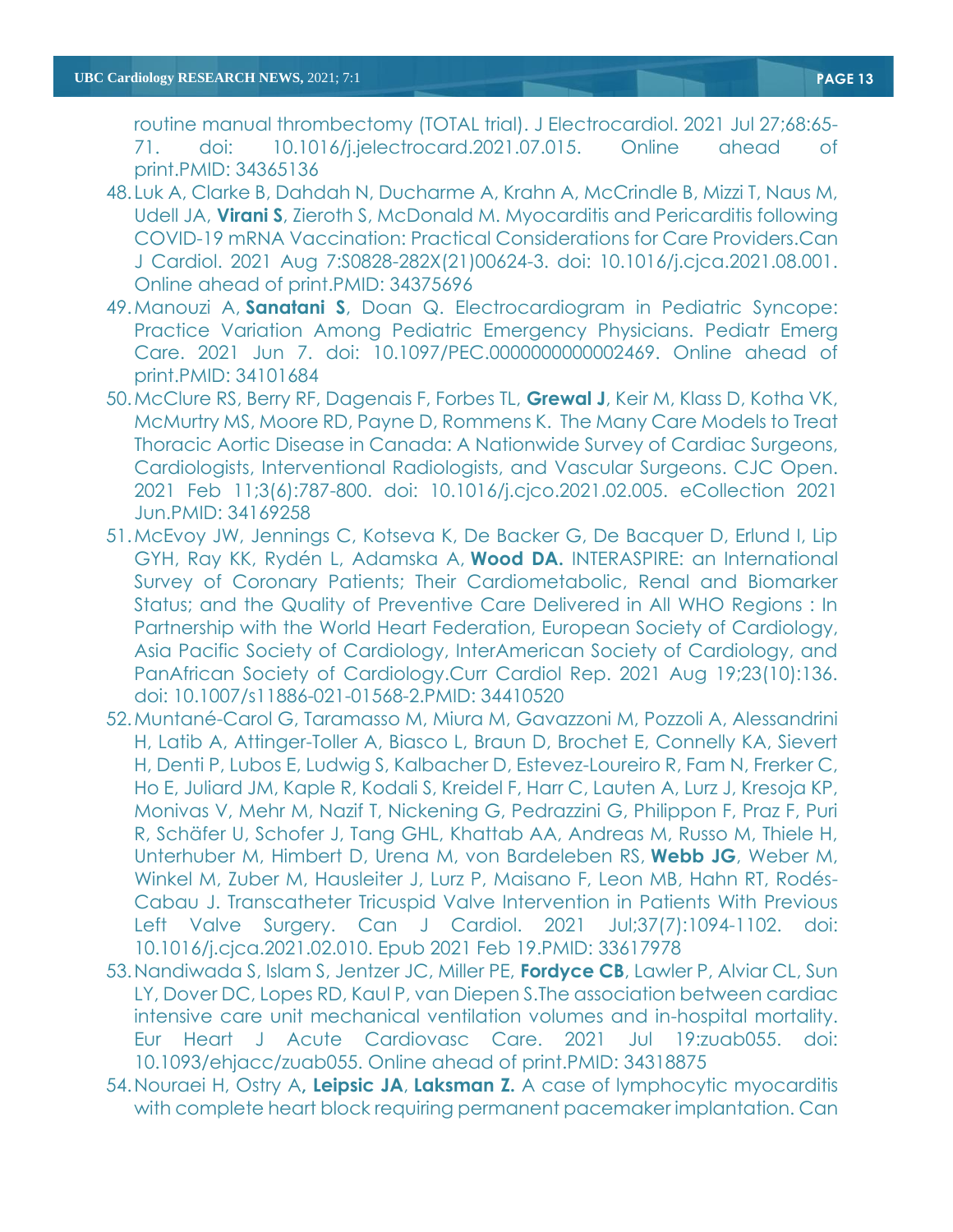routine manual thrombectomy (TOTAL trial). J Electrocardiol. 2021 Jul 27;68:65-71. doi: 10.1016/j.jelectrocard.2021.07.015. Online ahead of print.PMID: 34365136

48. Luk A, Clarke B, Dahdah N, Ducharme A, Krahn A, McCrindle B, Mizzi T, Naus M, Udell JA, **Virani S**, Zieroth S, McDonald M. Myocarditis and Pericarditis following COVID-19 mRNA Vaccination: Practical Considerations for Care Providers.Can J Cardiol. 2021 Aug 7:S0828-282X(21)00624-3. doi: 10.1016/j.cjca.2021.08.001. Online ahead of print.PMID: 34375696
49. Manouzi A, **Sanatani S**, Doan Q. Electrocardiogram in Pediatric Syncope: Practice Variation Among Pediatric Emergency Physicians. Pediatr Emerg Care. 2021 Jun 7. doi: 10.1097/PEC.0000000000002469. Online ahead of print.PMID: 34101684
50. McClure RS, Berry RF, Dagenais F, Forbes TL, **Grewal J**, Keir M, Klass D, Kotha VK, McMurtry MS, Moore RD, Payne D, Rommens K. The Many Care Models to Treat Thoracic Aortic Disease in Canada: A Nationwide Survey of Cardiac Surgeons, Cardiologists, Interventional Radiologists, and Vascular Surgeons. CJC Open. 2021 Feb 11;3(6):787-800. doi: 10.1016/j.cjco.2021.02.005. eCollection 2021 Jun.PMID: 34169258
51. McEvoy JW, Jennings C, Kotseva K, De Backer G, De Bacquer D, Erlund I, Lip GYH, Ray KK, Rydén L, Adamska A, **Wood DA.** INTERASPIRE: an International Survey of Coronary Patients; Their Cardiometabolic, Renal and Biomarker Status; and the Quality of Preventive Care Delivered in All WHO Regions : In Partnership with the World Heart Federation, European Society of Cardiology, Asia Pacific Society of Cardiology, InterAmerican Society of Cardiology, and PanAfrican Society of Cardiology.Curr Cardiol Rep. 2021 Aug 19;23(10):136. doi: 10.1007/s11886-021-01568-2.PMID: 34410520
52. Muntané-Carol G, Taramasso M, Miura M, Gavazzoni M, Pozzoli A, Alessandrini H, Latib A, Attinger-Toller A, Biasco L, Braun D, Brochet E, Connelly KA, Sievert H, Denti P, Lubos E, Ludwig S, Kalbacher D, Estevez-Loureiro R, Fam N, Frerker C, Ho E, Juliard JM, Kaple R, Kodali S, Kreidel F, Harr C, Lauten A, Lurz J, Kresoja KP, Monivas V, Mehr M, Nazif T, Nickening G, Pedrazzini G, Philippon F, Praz F, Puri R, Schäfer U, Schofer J, Tang GHL, Khattab AA, Andreas M, Russo M, Thiele H, Unterhuber M, Himbert D, Urena M, von Bardeleben RS, **Webb JG**, Weber M, Winkel M, Zuber M, Hausleiter J, Lurz P, Maisano F, Leon MB, Hahn RT, Rodés-Cabau J. Transcatheter Tricuspid Valve Intervention in Patients With Previous Left Valve Surgery. Can J Cardiol. 2021 Jul;37(7):1094-1102. doi: 10.1016/j.cjca.2021.02.010. Epub 2021 Feb 19.PMID: 33617978
53. Nandiwada S, Islam S, Jentzer JC, Miller PE, **Fordyce CB**, Lawler P, Alviar CL, Sun LY, Dover DC, Lopes RD, Kaul P, van Diepen S.The association between cardiac intensive care unit mechanical ventilation volumes and in-hospital mortality. Eur Heart J Acute Cardiovasc Care. 2021 Jul 19:zuab055. doi: 10.1093/ehjacc/zuab055. Online ahead of print.PMID: 34318875
54. Nouraei H, Ostry A**, Leipsic JA**, **Laksman Z.** A case of lymphocytic myocarditis with complete heart block requiring permanent pacemaker implantation. Can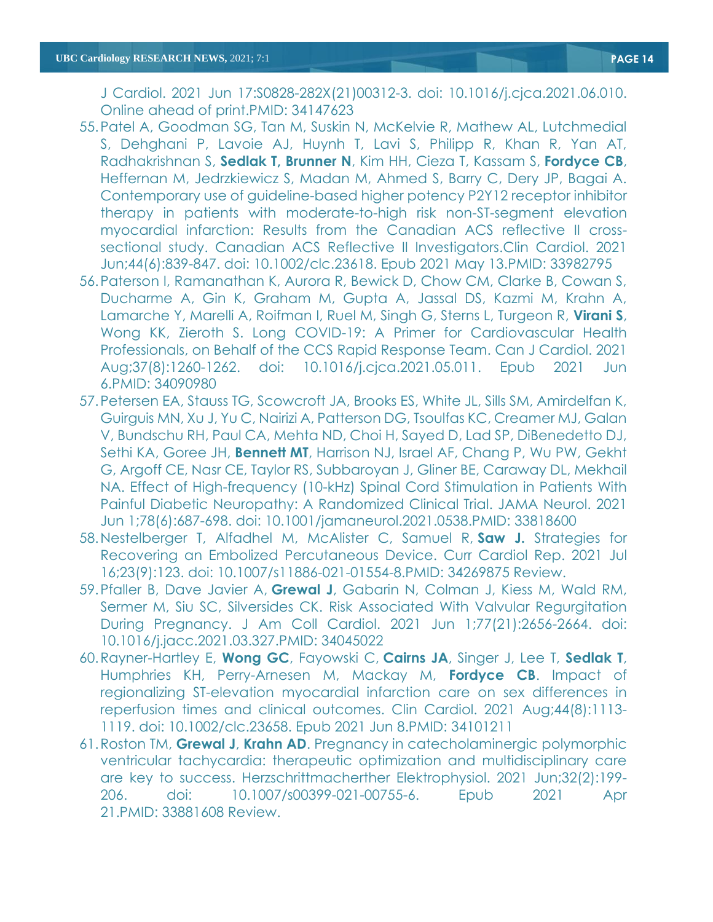J Cardiol. 2021 Jun 17:S0828-282X(21)00312-3. doi: 10.1016/j.cjca.2021.06.010. Online ahead of print.PMID: 34147623

55. Patel A, Goodman SG, Tan M, Suskin N, McKelvie R, Mathew AL, Lutchmedial S, Dehghani P, Lavoie AJ, Huynh T, Lavi S, Philipp R, Khan R, Yan AT, Radhakrishnan S, **Sedlak T, Brunner N**, Kim HH, Cieza T, Kassam S, **Fordyce CB**, Heffernan M, Jedrzkiewicz S, Madan M, Ahmed S, Barry C, Dery JP, Bagai A. Contemporary use of guideline-based higher potency P2Y12 receptor inhibitor therapy in patients with moderate-to-high risk non-ST-segment elevation myocardial infarction: Results from the Canadian ACS reflective II cross-sectional study. Canadian ACS Reflective II Investigators.Clin Cardiol. 2021 Jun;44(6):839-847. doi: 10.1002/clc.23618. Epub 2021 May 13.PMID: 33982795
56. Paterson I, Ramanathan K, Aurora R, Bewick D, Chow CM, Clarke B, Cowan S, Ducharme A, Gin K, Graham M, Gupta A, Jassal DS, Kazmi M, Krahn A, Lamarche Y, Marelli A, Roifman I, Ruel M, Singh G, Sterns L, Turgeon R, **Virani S**, Wong KK, Zieroth S. Long COVID-19: A Primer for Cardiovascular Health Professionals, on Behalf of the CCS Rapid Response Team. Can J Cardiol. 2021 Aug;37(8):1260-1262. doi: 10.1016/j.cjca.2021.05.011. Epub 2021 Jun 6.PMID: 34090980
57. Petersen EA, Stauss TG, Scowcroft JA, Brooks ES, White JL, Sills SM, Amirdelfan K, Guirguis MN, Xu J, Yu C, Nairizi A, Patterson DG, Tsoulfas KC, Creamer MJ, Galan V, Bundschu RH, Paul CA, Mehta ND, Choi H, Sayed D, Lad SP, DiBenedetto DJ, Sethi KA, Goree JH, **Bennett MT**, Harrison NJ, Israel AF, Chang P, Wu PW, Gekht G, Argoff CE, Nasr CE, Taylor RS, Subbaroyan J, Gliner BE, Caraway DL, Mekhail NA. Effect of High-frequency (10-kHz) Spinal Cord Stimulation in Patients With Painful Diabetic Neuropathy: A Randomized Clinical Trial. JAMA Neurol. 2021 Jun 1;78(6):687-698. doi: 10.1001/jamaneurol.2021.0538.PMID: 33818600
58. Nestelberger T, Alfadhel M, McAlister C, Samuel R, **Saw J.** Strategies for Recovering an Embolized Percutaneous Device. Curr Cardiol Rep. 2021 Jul 16;23(9):123. doi: 10.1007/s11886-021-01554-8.PMID: 34269875 Review.
59. Pfaller B, Dave Javier A, **Grewal J**, Gabarin N, Colman J, Kiess M, Wald RM, Sermer M, Siu SC, Silversides CK. Risk Associated With Valvular Regurgitation During Pregnancy. J Am Coll Cardiol. 2021 Jun 1;77(21):2656-2664. doi: 10.1016/j.jacc.2021.03.327.PMID: 34045022
60. Rayner-Hartley E, **Wong GC**, Fayowski C, **Cairns JA**, Singer J, Lee T, **Sedlak T**, Humphries KH, Perry-Arnesen M, Mackay M, **Fordyce CB**. Impact of regionalizing ST-elevation myocardial infarction care on sex differences in reperfusion times and clinical outcomes. Clin Cardiol. 2021 Aug;44(8):1113-1119. doi: 10.1002/clc.23658. Epub 2021 Jun 8.PMID: 34101211
61. Roston TM, **Grewal J**, **Krahn AD**. Pregnancy in catecholaminergic polymorphic ventricular tachycardia: therapeutic optimization and multidisciplinary care are key to success. Herzschrittmacherther Elektrophysiol. 2021 Jun;32(2):199-206. doi: 10.1007/s00399-021-00755-6. Epub 2021 Apr 21.PMID: 33881608 Review.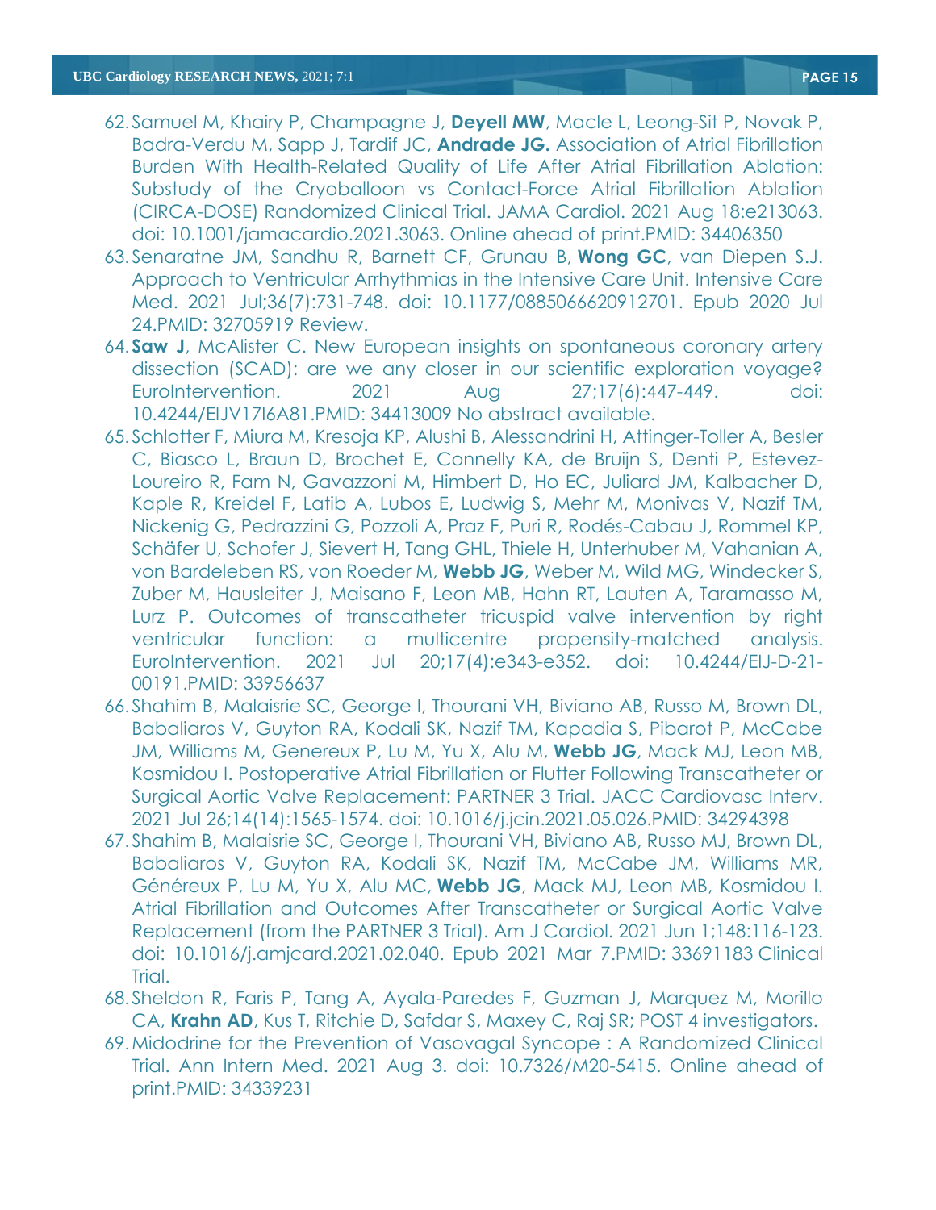62. Samuel M, Khairy P, Champagne J, **Deyell MW**, Macle L, Leong-Sit P, Novak P, Badra-Verdu M, Sapp J, Tardif JC, **Andrade JG.** Association of Atrial Fibrillation Burden With Health-Related Quality of Life After Atrial Fibrillation Ablation: Substudy of the Cryoballoon vs Contact-Force Atrial Fibrillation Ablation (CIRCA-DOSE) Randomized Clinical Trial. JAMA Cardiol. 2021 Aug 18:e213063. doi: 10.1001/jamacardio.2021.3063. Online ahead of print.PMID: 34406350
63. Senaratne JM, Sandhu R, Barnett CF, Grunau B, **Wong GC**, van Diepen S.J. Approach to Ventricular Arrhythmias in the Intensive Care Unit. Intensive Care Med. 2021 Jul;36(7):731-748. doi: 10.1177/0885066620912701. Epub 2020 Jul 24.PMID: 32705919 Review.
64. **Saw J**, McAlister C. New European insights on spontaneous coronary artery dissection (SCAD): are we any closer in our scientific exploration voyage? EuroIntervention. 2021 Aug 27;17(6):447-449. doi: 10.4244/EIJV17I6A81.PMID: 34413009 No abstract available.
65. Schlotter F, Miura M, Kresoja KP, Alushi B, Alessandrini H, Attinger-Toller A, Besler C, Biasco L, Braun D, Brochet E, Connelly KA, de Bruijn S, Denti P, Estevez-Loureiro R, Fam N, Gavazzoni M, Himbert D, Ho EC, Juliard JM, Kalbacher D, Kaple R, Kreidel F, Latib A, Lubos E, Ludwig S, Mehr M, Monivas V, Nazif TM, Nickenig G, Pedrazzini G, Pozzoli A, Praz F, Puri R, Rodés-Cabau J, Rommel KP, Schäfer U, Schofer J, Sievert H, Tang GHL, Thiele H, Unterhuber M, Vahanian A, von Bardeleben RS, von Roeder M, **Webb JG**, Weber M, Wild MG, Windecker S, Zuber M, Hausleiter J, Maisano F, Leon MB, Hahn RT, Lauten A, Taramasso M, Lurz P. Outcomes of transcatheter tricuspid valve intervention by right ventricular function: a multicentre propensity-matched analysis. EuroIntervention. 2021 Jul 20;17(4):e343-e352. doi: 10.4244/EIJ-D-21-00191.PMID: 33956637
66. Shahim B, Malaisrie SC, George I, Thourani VH, Biviano AB, Russo M, Brown DL, Babaliaros V, Guyton RA, Kodali SK, Nazif TM, Kapadia S, Pibarot P, McCabe JM, Williams M, Genereux P, Lu M, Yu X, Alu M, **Webb JG**, Mack MJ, Leon MB, Kosmidou I. Postoperative Atrial Fibrillation or Flutter Following Transcatheter or Surgical Aortic Valve Replacement: PARTNER 3 Trial. JACC Cardiovasc Interv. 2021 Jul 26;14(14):1565-1574. doi: 10.1016/j.jcin.2021.05.026.PMID: 34294398
67. Shahim B, Malaisrie SC, George I, Thourani VH, Biviano AB, Russo MJ, Brown DL, Babaliaros V, Guyton RA, Kodali SK, Nazif TM, McCabe JM, Williams MR, Généreux P, Lu M, Yu X, Alu MC, **Webb JG**, Mack MJ, Leon MB, Kosmidou I. Atrial Fibrillation and Outcomes After Transcatheter or Surgical Aortic Valve Replacement (from the PARTNER 3 Trial). Am J Cardiol. 2021 Jun 1;148:116-123. doi: 10.1016/j.amjcard.2021.02.040. Epub 2021 Mar 7.PMID: 33691183 Clinical Trial.
68. Sheldon R, Faris P, Tang A, Ayala-Paredes F, Guzman J, Marquez M, Morillo CA, **Krahn AD**, Kus T, Ritchie D, Safdar S, Maxey C, Raj SR; POST 4 investigators.
69. Midodrine for the Prevention of Vasovagal Syncope : A Randomized Clinical Trial. Ann Intern Med. 2021 Aug 3. doi: 10.7326/M20-5415. Online ahead of print.PMID: 34339231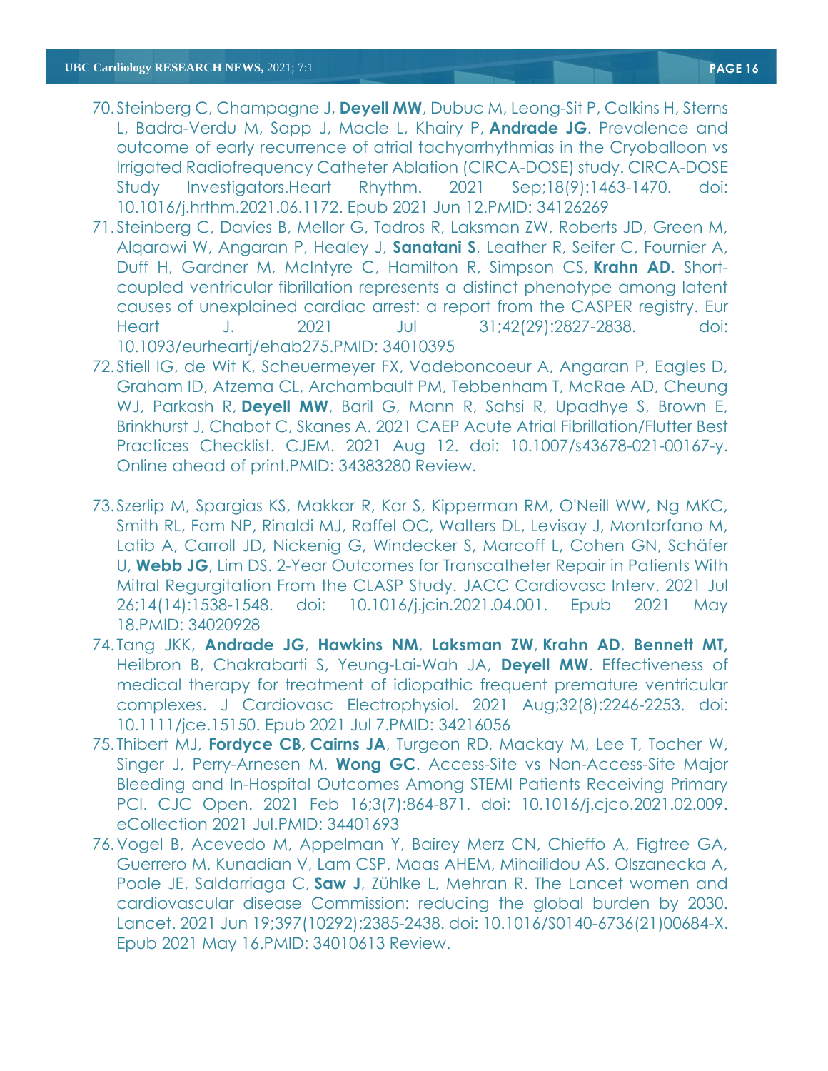70. Steinberg C, Champagne J, **Deyell MW**, Dubuc M, Leong-Sit P, Calkins H, Sterns L, Badra-Verdu M, Sapp J, Macle L, Khairy P, **Andrade JG**. Prevalence and outcome of early recurrence of atrial tachyarrhythmias in the Cryoballoon vs Irrigated Radiofrequency Catheter Ablation (CIRCA-DOSE) study. CIRCA-DOSE Study Investigators.Heart Rhythm. 2021 Sep;18(9):1463-1470. doi: 10.1016/j.hrthm.2021.06.1172. Epub 2021 Jun 12.PMID: 34126269
71. Steinberg C, Davies B, Mellor G, Tadros R, Laksman ZW, Roberts JD, Green M, Alqarawi W, Angaran P, Healey J, **Sanatani S**, Leather R, Seifer C, Fournier A, Duff H, Gardner M, McIntyre C, Hamilton R, Simpson CS, **Krahn AD.** Short-coupled ventricular fibrillation represents a distinct phenotype among latent causes of unexplained cardiac arrest: a report from the CASPER registry. Eur Heart J. 2021 Jul 31;42(29):2827-2838. doi: 10.1093/eurheartj/ehab275.PMID: 34010395
72. Stiell IG, de Wit K, Scheuermeyer FX, Vadeboncoeur A, Angaran P, Eagles D, Graham ID, Atzema CL, Archambault PM, Tebbenham T, McRae AD, Cheung WJ, Parkash R, **Deyell MW**, Baril G, Mann R, Sahsi R, Upadhye S, Brown E, Brinkhurst J, Chabot C, Skanes A. 2021 CAEP Acute Atrial Fibrillation/Flutter Best Practices Checklist. CJEM. 2021 Aug 12. doi: 10.1007/s43678-021-00167-y. Online ahead of print.PMID: 34383280 Review.
73. Szerlip M, Spargias KS, Makkar R, Kar S, Kipperman RM, O'Neill WW, Ng MKC, Smith RL, Fam NP, Rinaldi MJ, Raffel OC, Walters DL, Levisay J, Montorfano M, Latib A, Carroll JD, Nickenig G, Windecker S, Marcoff L, Cohen GN, Schäfer U, **Webb JG**, Lim DS. 2-Year Outcomes for Transcatheter Repair in Patients With Mitral Regurgitation From the CLASP Study. JACC Cardiovasc Interv. 2021 Jul 26;14(14):1538-1548. doi: 10.1016/j.jcin.2021.04.001. Epub 2021 May 18.PMID: 34020928
74. Tang JKK, **Andrade JG**, **Hawkins NM**, **Laksman ZW**, **Krahn AD**, **Bennett MT,** Heilbron B, Chakrabarti S, Yeung-Lai-Wah JA, **Deyell MW**. Effectiveness of medical therapy for treatment of idiopathic frequent premature ventricular complexes. J Cardiovasc Electrophysiol. 2021 Aug;32(8):2246-2253. doi: 10.1111/jce.15150. Epub 2021 Jul 7.PMID: 34216056
75. Thibert MJ, **Fordyce CB, Cairns JA**, Turgeon RD, Mackay M, Lee T, Tocher W, Singer J, Perry-Arnesen M, **Wong GC**. Access-Site vs Non-Access-Site Major Bleeding and In-Hospital Outcomes Among STEMI Patients Receiving Primary PCI. CJC Open. 2021 Feb 16;3(7):864-871. doi: 10.1016/j.cjco.2021.02.009. eCollection 2021 Jul.PMID: 34401693
76. Vogel B, Acevedo M, Appelman Y, Bairey Merz CN, Chieffo A, Figtree GA, Guerrero M, Kunadian V, Lam CSP, Maas AHEM, Mihailidou AS, Olszanecka A, Poole JE, Saldarriaga C, **Saw J**, Zühlke L, Mehran R. The Lancet women and cardiovascular disease Commission: reducing the global burden by 2030. Lancet. 2021 Jun 19;397(10292):2385-2438. doi: 10.1016/S0140-6736(21)00684-X. Epub 2021 May 16.PMID: 34010613 Review.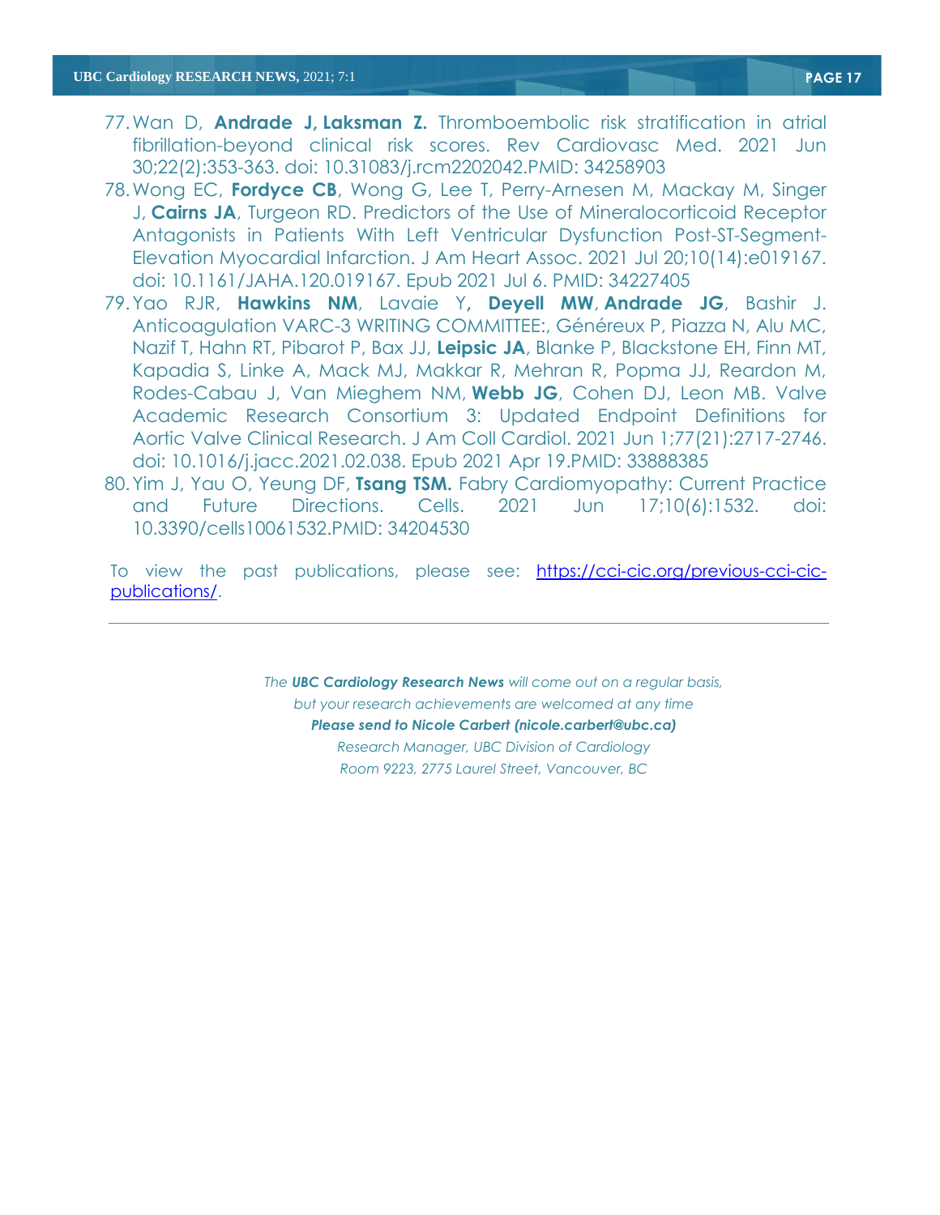77. Wan D, **Andrade J, Laksman Z.** Thromboembolic risk stratification in atrial fibrillation-beyond clinical risk scores. Rev Cardiovasc Med. 2021 Jun 30;22(2):353-363. doi: 10.31083/j.rcm2202042.PMID: 34258903
78. Wong EC, **Fordyce CB**, Wong G, Lee T, Perry-Arnesen M, Mackay M, Singer J, **Cairns JA**, Turgeon RD. Predictors of the Use of Mineralocorticoid Receptor Antagonists in Patients With Left Ventricular Dysfunction Post-ST-Segment-Elevation Myocardial Infarction. J Am Heart Assoc. 2021 Jul 20;10(14):e019167. doi: 10.1161/JAHA.120.019167. Epub 2021 Jul 6. PMID: 34227405
79. Yao RJR, **Hawkins NM**, Lavaie Y**, Deyell MW**, **Andrade JG**, Bashir J. Anticoagulation VARC-3 WRITING COMMITTEE:, Généreux P, Piazza N, Alu MC, Nazif T, Hahn RT, Pibarot P, Bax JJ, **Leipsic JA**, Blanke P, Blackstone EH, Finn MT, Kapadia S, Linke A, Mack MJ, Makkar R, Mehran R, Popma JJ, Reardon M, Rodes-Cabau J, Van Mieghem NM, **Webb JG**, Cohen DJ, Leon MB. Valve Academic Research Consortium 3: Updated Endpoint Definitions for Aortic Valve Clinical Research. J Am Coll Cardiol. 2021 Jun 1;77(21):2717-2746. doi: 10.1016/j.jacc.2021.02.038. Epub 2021 Apr 19.PMID: 33888385
80. Yim J, Yau O, Yeung DF, **Tsang TSM.** Fabry Cardiomyopathy: Current Practice and Future Directions. Cells. 2021 Jun 17;10(6):1532. doi: 10.3390/cells10061532.PMID: 34204530

To view the past publications, please see: https://cci-cic.org/previous-cci-cic-publications/.

---

*The **UBC Cardiology Research News** will come out on a regular basis,*
*but your research achievements are welcomed at any time*
***Please send to Nicole Carbert (nicole.carbert@ubc.ca)***
*Research Manager, UBC Division of Cardiology*
*Room 9223, 2775 Laurel Street, Vancouver, BC*